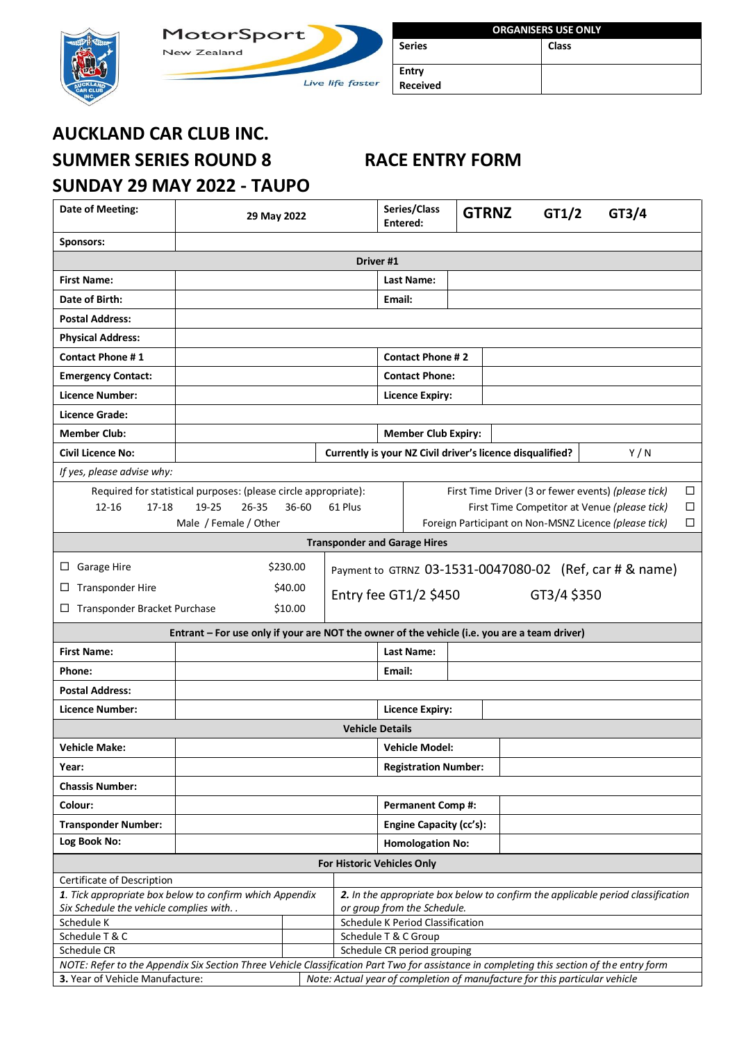MotorSport New Zealand

*Live life faster*

| ORGANISERS USE ONLY | |
|---|---|
| Series | Class |
| Entry Received | |

# AUCKLAND CAR CLUB INC.

## SUMMER SERIES ROUND 8 — RACE ENTRY FORM

## SUNDAY 29 MAY 2022 - TAUPO

| **Date of Meeting:** | 29 May 2022 | **Series/Class Entered:** | **GTRNZ GT1/2 GT3/4** |
|---|---|---|---|
| **Sponsors:** | | | |

**Driver #1**

| | | | |
|---|---|---|---|
| **First Name:** | | **Last Name:** | |
| **Date of Birth:** | | **Email:** | |
| **Postal Address:** | | | |
| **Physical Address:** | | | |
| **Contact Phone # 1** | | **Contact Phone # 2** | |
| **Emergency Contact:** | | **Contact Phone:** | |
| **Licence Number:** | | **Licence Expiry:** | |
| **Licence Grade:** | | | |
| **Member Club:** | | **Member Club Expiry:** | |
| **Civil Licence No:** | | **Currently is your NZ Civil driver's licence disqualified?** | Y / N |

*If yes, please advise why:*

Required for statistical purposes: (please circle appropriate):

12-16 17-18 19-25 26-35 36-60 61 Plus

Male / Female / Other

- First Time Driver (3 or fewer events) *(please tick)* ☐
- First Time Competitor at Venue *(please tick)* ☐
- Foreign Participant on Non-MSNZ Licence *(please tick)* ☐

**Transponder and Garage Hires**

| | |
|---|---|
| ☐ Garage Hire | $230.00 |
| ☐ Transponder Hire | $40.00 |
| ☐ Transponder Bracket Purchase | $10.00 |

Payment to GTRNZ 03-1531-0047080-02 (Ref, car # & name)

Entry fee GT1/2 $450 GT3/4 $350

**Entrant – For use only if your are NOT the owner of the vehicle (i.e. you are a team driver)**

| | | | |
|---|---|---|---|
| **First Name:** | | **Last Name:** | |
| **Phone:** | | **Email:** | |
| **Postal Address:** | | | |
| **Licence Number:** | | **Licence Expiry:** | |

**Vehicle Details**

| | | | |
|---|---|---|---|
| **Vehicle Make:** | | **Vehicle Model:** | |
| **Year:** | | **Registration Number:** | |
| **Chassis Number:** | | | |
| **Colour:** | | **Permanent Comp #:** | |
| **Transponder Number:** | | **Engine Capacity (cc's):** | |
| **Log Book No:** | | **Homologation No:** | |

**For Historic Vehicles Only**

Certificate of Description

| *1. Tick appropriate box below to confirm which Appendix Six Schedule the vehicle complies with. .* | | *2. In the appropriate box below to confirm the applicable period classification or group from the Schedule.* |
|---|---|---|
| Schedule K | | Schedule K Period Classification |
| Schedule T & C | | Schedule T & C Group |
| Schedule CR | | Schedule CR period grouping |

*NOTE: Refer to the Appendix Six Section Three Vehicle Classification Part Two for assistance in completing this section of the entry form*

| **3.** Year of Vehicle Manufacture: | *Note: Actual year of completion of manufacture for this particular vehicle* |
|---|---|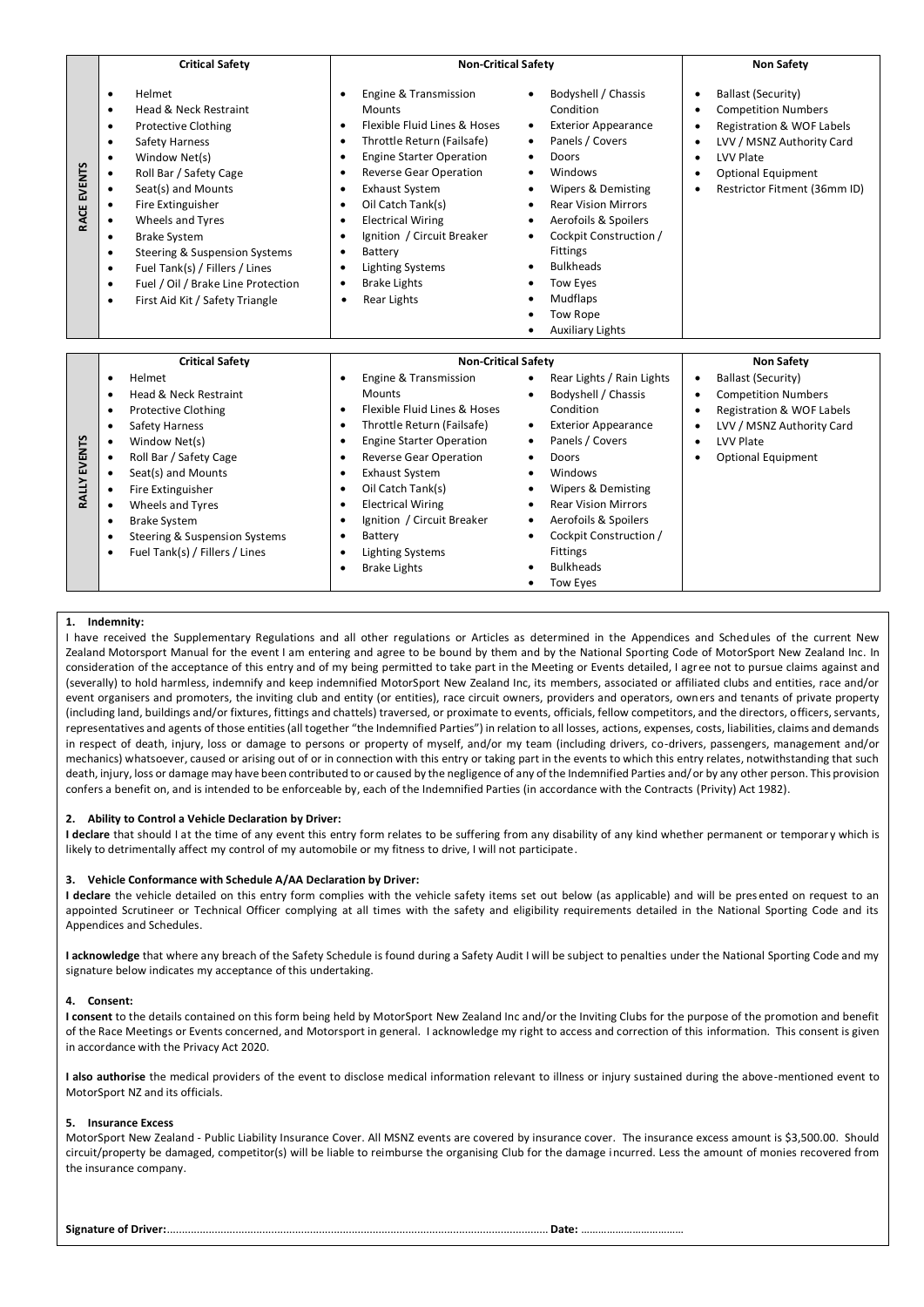| | Critical Safety | Non-Critical Safety | | Non Safety |
|---|---|---|---|---|
| RACE EVENTS | • Helmet<br>• Head & Neck Restraint<br>• Protective Clothing<br>• Safety Harness<br>• Window Net(s)<br>• Roll Bar / Safety Cage<br>• Seat(s) and Mounts<br>• Fire Extinguisher<br>• Wheels and Tyres<br>• Brake System<br>• Steering & Suspension Systems<br>• Fuel Tank(s) / Fillers / Lines<br>• Fuel / Oil / Brake Line Protection<br>• First Aid Kit / Safety Triangle | • Engine & Transmission Mounts<br>• Flexible Fluid Lines & Hoses<br>• Throttle Return (Failsafe)<br>• Engine Starter Operation<br>• Reverse Gear Operation<br>• Exhaust System<br>• Oil Catch Tank(s)<br>• Electrical Wiring<br>• Ignition / Circuit Breaker<br>• Battery<br>• Lighting Systems<br>• Brake Lights<br>• Rear Lights | • Bodyshell / Chassis Condition<br>• Exterior Appearance<br>• Panels / Covers<br>• Doors<br>• Windows<br>• Wipers & Demisting<br>• Rear Vision Mirrors<br>• Aerofoils & Spoilers<br>• Cockpit Construction / Fittings<br>• Bulkheads<br>• Tow Eyes<br>• Mudflaps<br>• Tow Rope<br>• Auxiliary Lights | • Ballast (Security)<br>• Competition Numbers<br>• Registration & WOF Labels<br>• LVV / MSNZ Authority Card<br>• LVV Plate<br>• Optional Equipment<br>• Restrictor Fitment (36mm ID) |

| | Critical Safety | Non-Critical Safety | | Non Safety |
|---|---|---|---|---|
| RALLY EVENTS | • Helmet<br>• Head & Neck Restraint<br>• Protective Clothing<br>• Safety Harness<br>• Window Net(s)<br>• Roll Bar / Safety Cage<br>• Seat(s) and Mounts<br>• Fire Extinguisher<br>• Wheels and Tyres<br>• Brake System<br>• Steering & Suspension Systems<br>• Fuel Tank(s) / Fillers / Lines | • Engine & Transmission Mounts<br>• Flexible Fluid Lines & Hoses<br>• Throttle Return (Failsafe)<br>• Engine Starter Operation<br>• Reverse Gear Operation<br>• Exhaust System<br>• Oil Catch Tank(s)<br>• Electrical Wiring<br>• Ignition / Circuit Breaker<br>• Battery<br>• Lighting Systems<br>• Brake Lights | • Rear Lights / Rain Lights<br>• Bodyshell / Chassis Condition<br>• Exterior Appearance<br>• Panels / Covers<br>• Doors<br>• Windows<br>• Wipers & Demisting<br>• Rear Vision Mirrors<br>• Aerofoils & Spoilers<br>• Cockpit Construction / Fittings<br>• Bulkheads<br>• Tow Eyes | • Ballast (Security)<br>• Competition Numbers<br>• Registration & WOF Labels<br>• LVV / MSNZ Authority Card<br>• LVV Plate<br>• Optional Equipment |

**1. Indemnity:**

I have received the Supplementary Regulations and all other regulations or Articles as determined in the Appendices and Schedules of the current New Zealand Motorsport Manual for the event I am entering and agree to be bound by them and by the National Sporting Code of MotorSport New Zealand Inc. In consideration of the acceptance of this entry and of my being permitted to take part in the Meeting or Events detailed, I agree not to pursue claims against and (severally) to hold harmless, indemnify and keep indemnified MotorSport New Zealand Inc, its members, associated or affiliated clubs and entities, race and/or event organisers and promoters, the inviting club and entity (or entities), race circuit owners, providers and operators, owners and tenants of private property (including land, buildings and/or fixtures, fittings and chattels) traversed, or proximate to events, officials, fellow competitors, and the directors, officers, servants, representatives and agents of those entities (all together "the Indemnified Parties") in relation to all losses, actions, expenses, costs, liabilities, claims and demands in respect of death, injury, loss or damage to persons or property of myself, and/or my team (including drivers, co-drivers, passengers, management and/or mechanics) whatsoever, caused or arising out of or in connection with this entry or taking part in the events to which this entry relates, notwithstanding that such death, injury, loss or damage may have been contributed to or caused by the negligence of any of the Indemnified Parties and/or by any other person. This provision confers a benefit on, and is intended to be enforceable by, each of the Indemnified Parties (in accordance with the Contracts (Privity) Act 1982).

**2. Ability to Control a Vehicle Declaration by Driver:**

**I declare** that should I at the time of any event this entry form relates to be suffering from any disability of any kind whether permanent or temporary which is likely to detrimentally affect my control of my automobile or my fitness to drive, I will not participate.

**3. Vehicle Conformance with Schedule A/AA Declaration by Driver:**

**I declare** the vehicle detailed on this entry form complies with the vehicle safety items set out below (as applicable) and will be presented on request to an appointed Scrutineer or Technical Officer complying at all times with the safety and eligibility requirements detailed in the National Sporting Code and its Appendices and Schedules.

**I acknowledge** that where any breach of the Safety Schedule is found during a Safety Audit I will be subject to penalties under the National Sporting Code and my signature below indicates my acceptance of this undertaking.

**4. Consent:**

**I consent** to the details contained on this form being held by MotorSport New Zealand Inc and/or the Inviting Clubs for the purpose of the promotion and benefit of the Race Meetings or Events concerned, and Motorsport in general. I acknowledge my right to access and correction of this information. This consent is given in accordance with the Privacy Act 2020.

**I also authorise** the medical providers of the event to disclose medical information relevant to illness or injury sustained during the above-mentioned event to MotorSport NZ and its officials.

**5. Insurance Excess**

MotorSport New Zealand - Public Liability Insurance Cover. All MSNZ events are covered by insurance cover. The insurance excess amount is $3,500.00. Should circuit/property be damaged, competitor(s) will be liable to reimburse the organising Club for the damage incurred. Less the amount of monies recovered from the insurance company.

**Signature of Driver:**................................................................................................................................ **Date:** ...................................